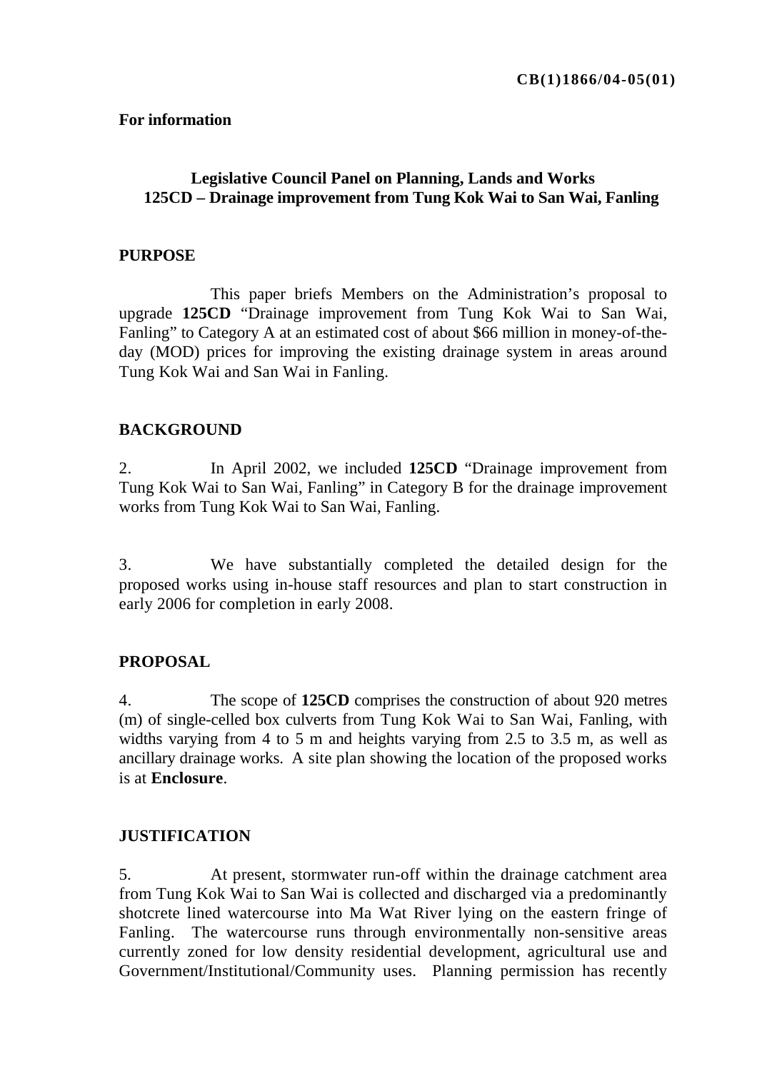**CB(1)1866/04-05(01)**

**For information**

**Legislative Council Panel on Planning, Lands and Works**
**125CD – Drainage improvement from Tung Kok Wai to San Wai, Fanling**

## PURPOSE

This paper briefs Members on the Administration's proposal to upgrade **125CD** "Drainage improvement from Tung Kok Wai to San Wai, Fanling" to Category A at an estimated cost of about $66 million in money-of-the-day (MOD) prices for improving the existing drainage system in areas around Tung Kok Wai and San Wai in Fanling.

## BACKGROUND

2. In April 2002, we included **125CD** "Drainage improvement from Tung Kok Wai to San Wai, Fanling" in Category B for the drainage improvement works from Tung Kok Wai to San Wai, Fanling.

3. We have substantially completed the detailed design for the proposed works using in-house staff resources and plan to start construction in early 2006 for completion in early 2008.

## PROPOSAL

4. The scope of **125CD** comprises the construction of about 920 metres (m) of single-celled box culverts from Tung Kok Wai to San Wai, Fanling, with widths varying from 4 to 5 m and heights varying from 2.5 to 3.5 m, as well as ancillary drainage works. A site plan showing the location of the proposed works is at **Enclosure**.

## JUSTIFICATION

5. At present, stormwater run-off within the drainage catchment area from Tung Kok Wai to San Wai is collected and discharged via a predominantly shotcrete lined watercourse into Ma Wat River lying on the eastern fringe of Fanling. The watercourse runs through environmentally non-sensitive areas currently zoned for low density residential development, agricultural use and Government/Institutional/Community uses. Planning permission has recently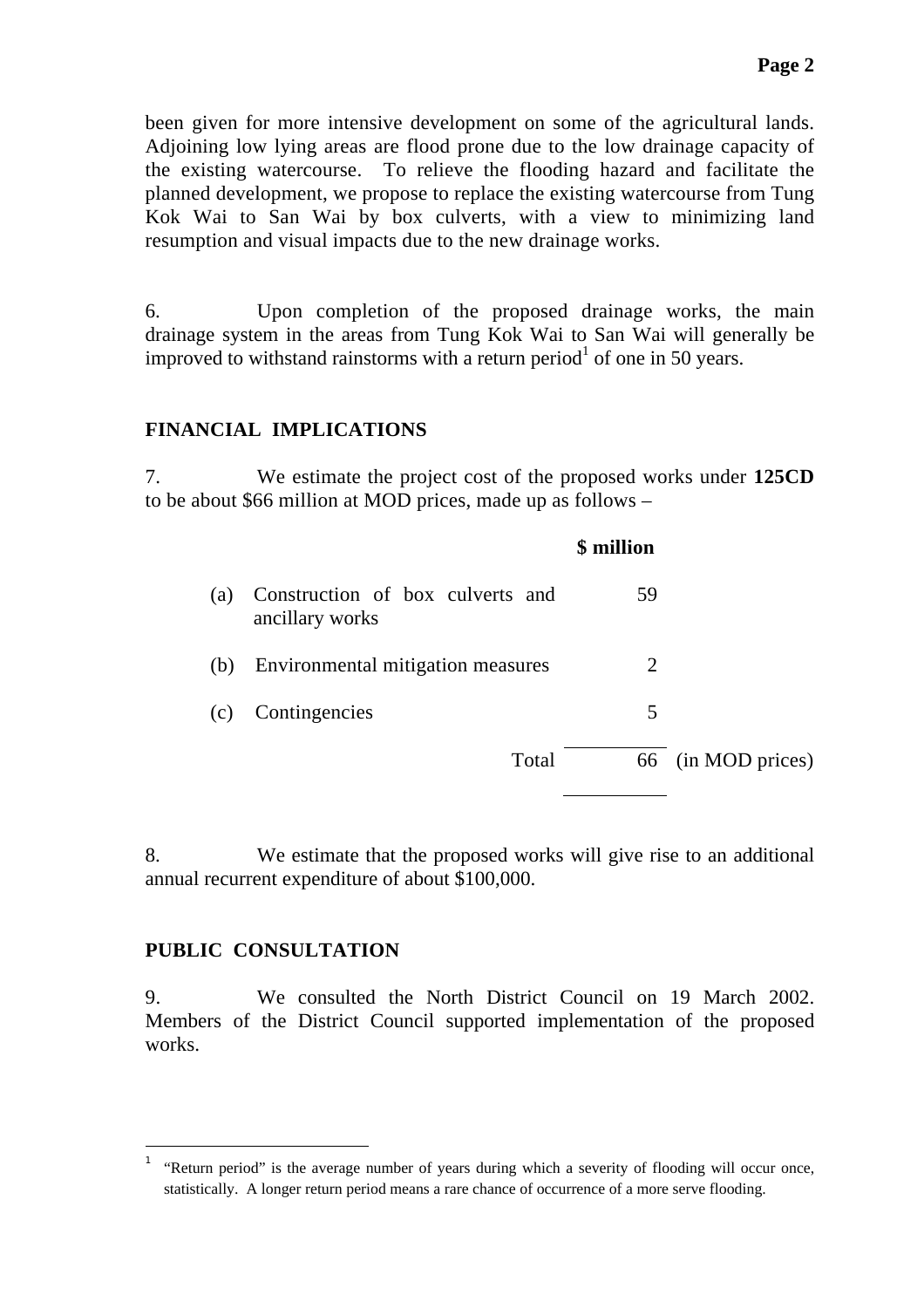been given for more intensive development on some of the agricultural lands. Adjoining low lying areas are flood prone due to the low drainage capacity of the existing watercourse. To relieve the flooding hazard and facilitate the planned development, we propose to replace the existing watercourse from Tung Kok Wai to San Wai by box culverts, with a view to minimizing land resumption and visual impacts due to the new drainage works.

6. Upon completion of the proposed drainage works, the main drainage system in the areas from Tung Kok Wai to San Wai will generally be improved to withstand rainstorms with a return period[1] of one in 50 years.

## FINANCIAL IMPLICATIONS

7. We estimate the project cost of the proposed works under **125CD** to be about $66 million at MOD prices, made up as follows –

| | | **$ million** | |
|---|---|---|---|
| (a) | Construction of box culverts and ancillary works | 59 | |
| (b) | Environmental mitigation measures | 2 | |
| (c) | Contingencies | 5 | |
| | Total | 66 | (in MOD prices) |

8. We estimate that the proposed works will give rise to an additional annual recurrent expenditure of about $100,000.

## PUBLIC CONSULTATION

9. We consulted the North District Council on 19 March 2002. Members of the District Council supported implementation of the proposed works.

---

[1] "Return period" is the average number of years during which a severity of flooding will occur once, statistically. A longer return period means a rare chance of occurrence of a more serve flooding.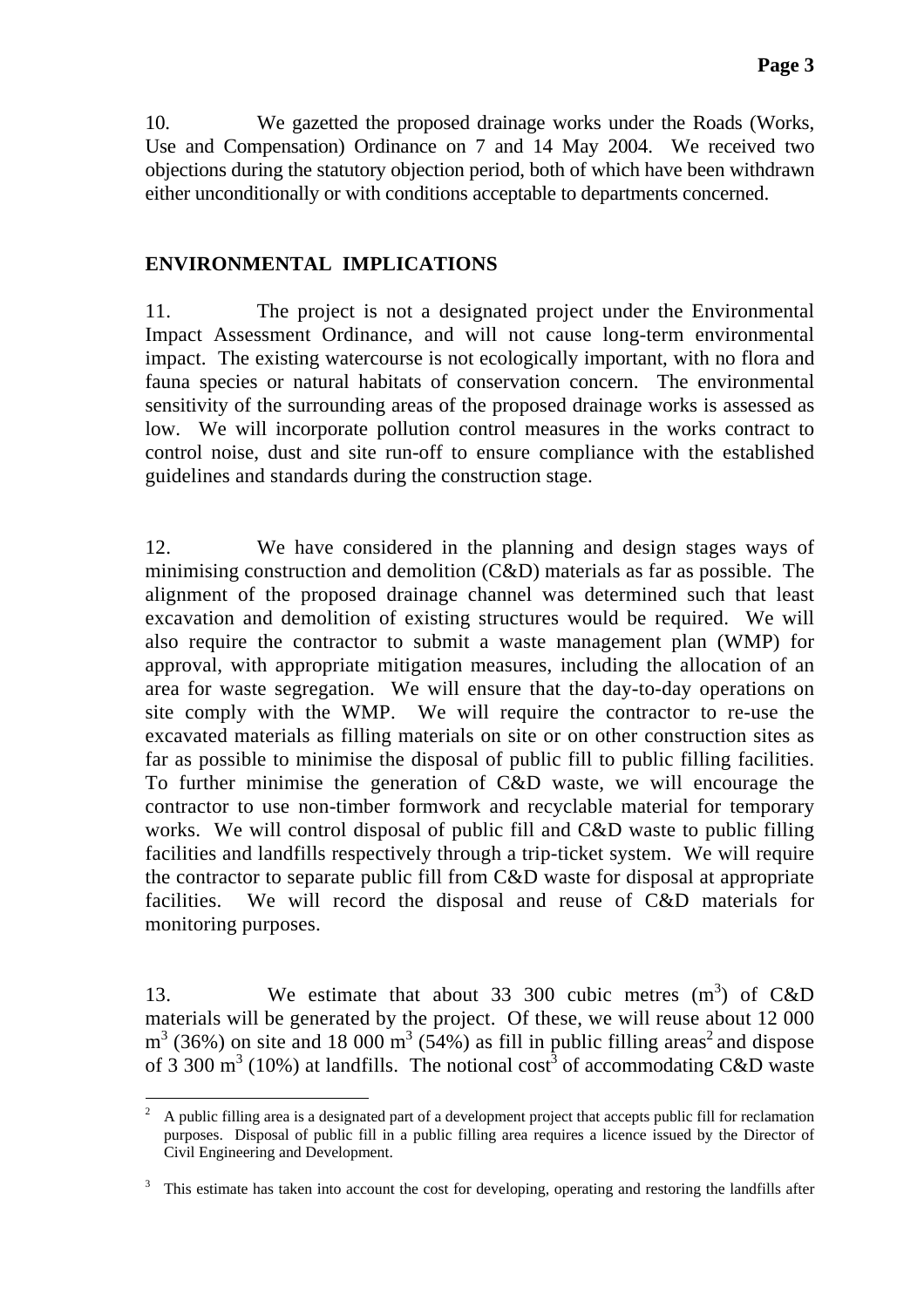10. We gazetted the proposed drainage works under the Roads (Works, Use and Compensation) Ordinance on 7 and 14 May 2004. We received two objections during the statutory objection period, both of which have been withdrawn either unconditionally or with conditions acceptable to departments concerned.

## ENVIRONMENTAL IMPLICATIONS

11. The project is not a designated project under the Environmental Impact Assessment Ordinance, and will not cause long-term environmental impact. The existing watercourse is not ecologically important, with no flora and fauna species or natural habitats of conservation concern. The environmental sensitivity of the surrounding areas of the proposed drainage works is assessed as low. We will incorporate pollution control measures in the works contract to control noise, dust and site run-off to ensure compliance with the established guidelines and standards during the construction stage.

12. We have considered in the planning and design stages ways of minimising construction and demolition (C&D) materials as far as possible. The alignment of the proposed drainage channel was determined such that least excavation and demolition of existing structures would be required. We will also require the contractor to submit a waste management plan (WMP) for approval, with appropriate mitigation measures, including the allocation of an area for waste segregation. We will ensure that the day-to-day operations on site comply with the WMP. We will require the contractor to re-use the excavated materials as filling materials on site or on other construction sites as far as possible to minimise the disposal of public fill to public filling facilities. To further minimise the generation of C&D waste, we will encourage the contractor to use non-timber formwork and recyclable material for temporary works. We will control disposal of public fill and C&D waste to public filling facilities and landfills respectively through a trip-ticket system. We will require the contractor to separate public fill from C&D waste for disposal at appropriate facilities. We will record the disposal and reuse of C&D materials for monitoring purposes.

13. We estimate that about 33 300 cubic metres ($m^3$) of C&D materials will be generated by the project. Of these, we will reuse about 12 000 $m^3$ (36%) on site and 18 000 $m^3$ (54%) as fill in public filling areas[2] and dispose of 3 300 $m^3$ (10%) at landfills. The notional cost[3] of accommodating C&D waste

---

[2] A public filling area is a designated part of a development project that accepts public fill for reclamation purposes. Disposal of public fill in a public filling area requires a licence issued by the Director of Civil Engineering and Development.

[3] This estimate has taken into account the cost for developing, operating and restoring the landfills after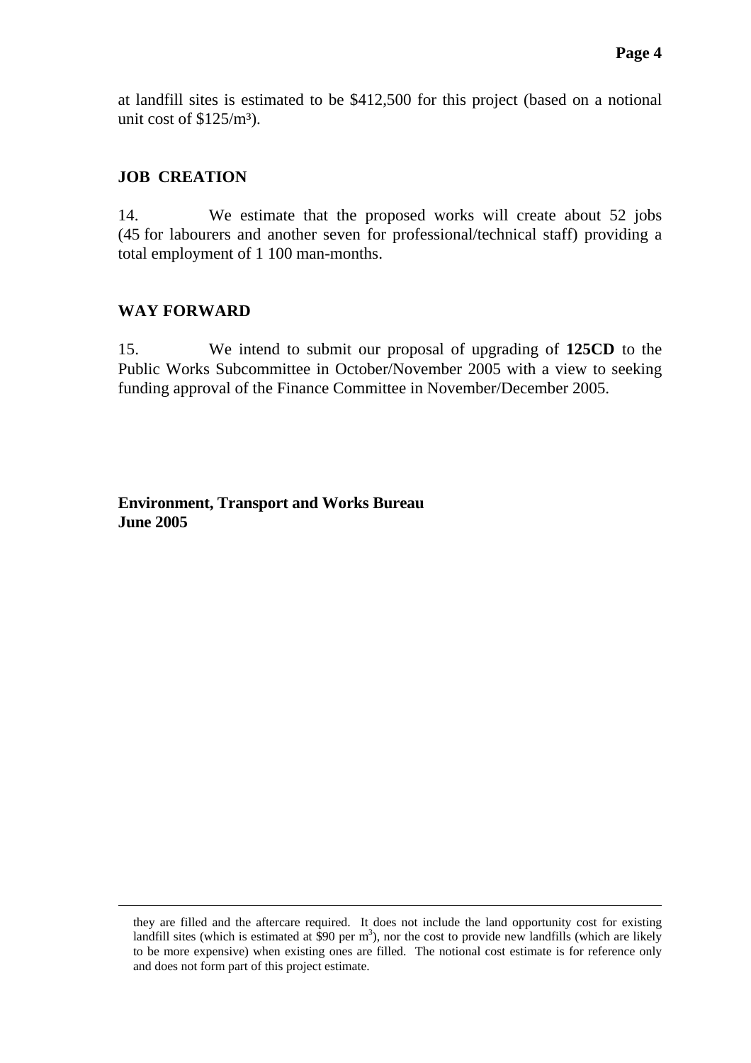at landfill sites is estimated to be \$412,500 for this project (based on a notional unit cost of \$125/$m^3$).

## JOB CREATION

14. We estimate that the proposed works will create about 52 jobs (45 for labourers and another seven for professional/technical staff) providing a total employment of 1 100 man-months.

## WAY FORWARD

15. We intend to submit our proposal of upgrading of **125CD** to the Public Works Subcommittee in October/November 2005 with a view to seeking funding approval of the Finance Committee in November/December 2005.

**Environment, Transport and Works Bureau**
**June 2005**

---

they are filled and the aftercare required. It does not include the land opportunity cost for existing landfill sites (which is estimated at \$90 per $m^3$), nor the cost to provide new landfills (which are likely to be more expensive) when existing ones are filled. The notional cost estimate is for reference only and does not form part of this project estimate.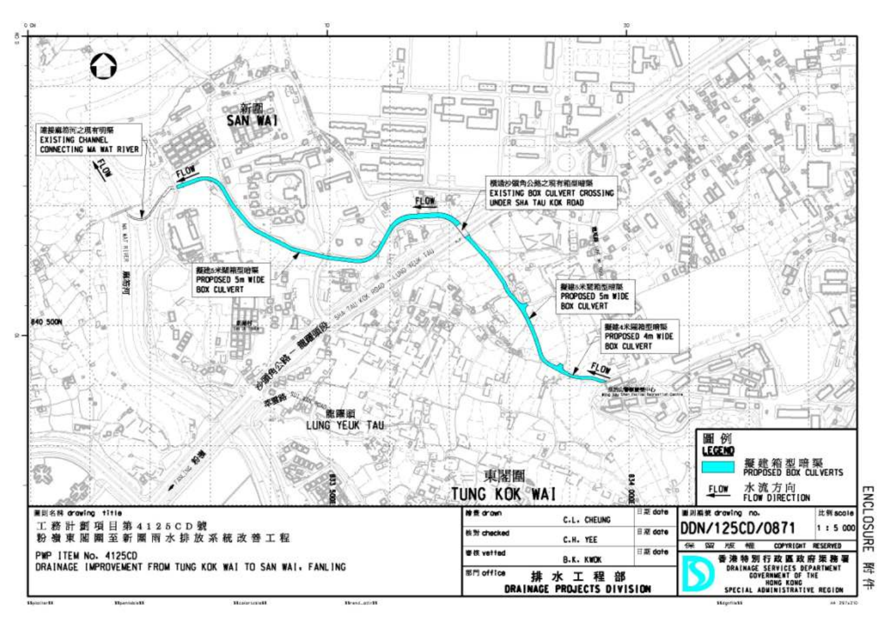ENCLOSURE 附件

新圍
SAN WAI

連接麻笏河之現有明渠
EXISTING CHANNEL CONNECTING MA WAT RIVER

FLOW

擬建5米闊箱型暗渠
PROPOSED 5m WIDE BOX CULVERT

橫過沙頭角公路之現有箱型暗渠
EXISTING BOX CULVERT CROSSING UNDER SHA TAU KOK ROAD

擬建5米闊箱型暗渠
PROPOSED 5m WIDE BOX CULVERT

擬建4米闊箱型暗渠
PROPOSED 4m WIDE BOX CULVERT

沙頭角公路 — 龍躍頭段
SHA TAU KOK ROAD - LUNG YEUK TAU

MA WAT RIVER 麻笏河

龍躍頭
LUNG YEUK TAU

東閣圍
TUNG KOK WAI

圖例 LEGEND

擬建箱型暗渠
PROPOSED BOX CULVERTS

水流方向
FLOW DIRECTION

| | | | |
|---|---|---|---|
| 圖則名稱 drawing title | 繪畫 drawn: C.L. CHEUNG | 日期 date | 圖則編號 drawing no. DDN/125CD/0871 |
| 工務計劃項目第4125CD號 粉嶺東閣圍至新圍雨水排放系統改善工程 | 核對 checked: C.H. YEE | 日期 date | 比例 scale 1 : 5 000 |
| PWP ITEM No. 4125CD DRAINAGE IMPROVEMENT FROM TUNG KOK WAI TO SAN WAI, FANLING | 審核 vetted: B.K. KWOK | 日期 date | 保留版權 COPYRIGHT RESERVED |
| | 部門 office: 排水工程部 DRAINAGE PROJECTS DIVISION | | 香港特別行政區政府渠務署 DRAINAGE SERVICES DEPARTMENT GOVERNMENT OF THE HONG KONG SPECIAL ADMINISTRATIVE REGION |